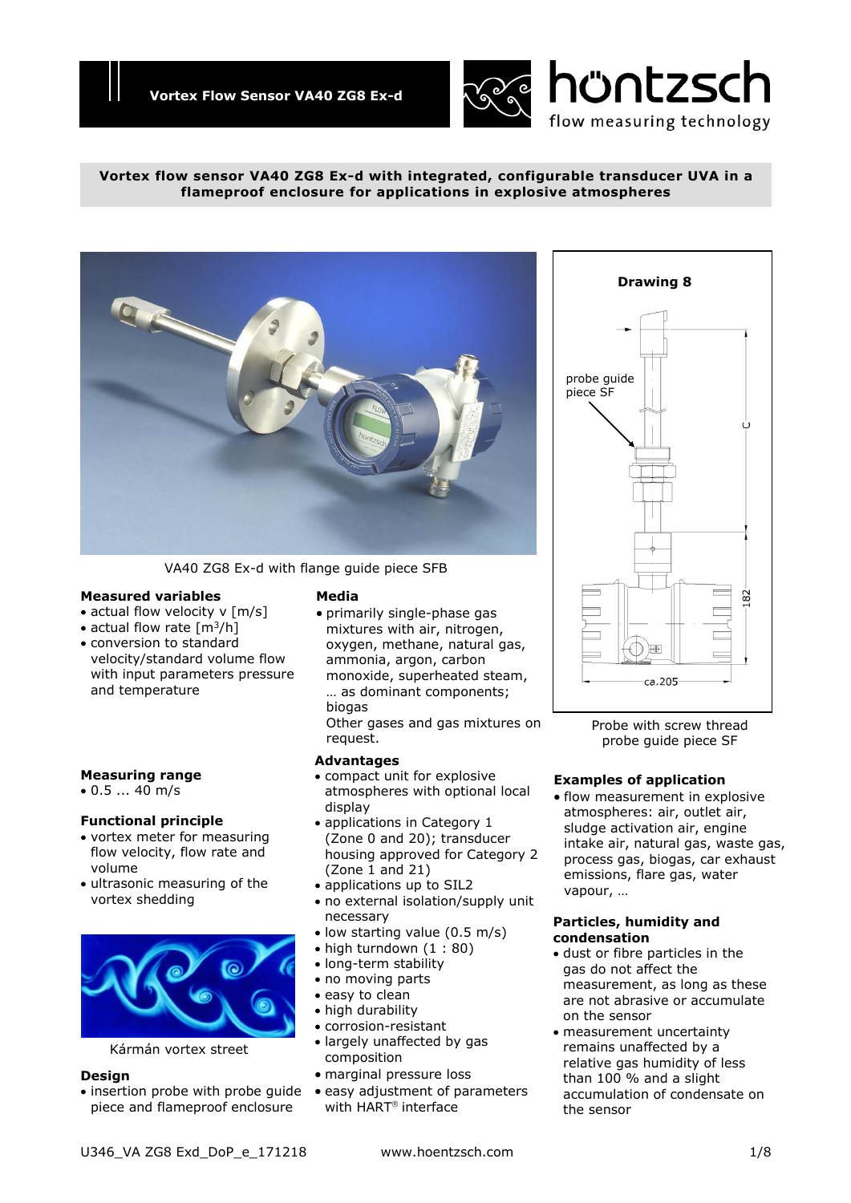# Vortex Flow Sensor VA40 ZG8 Ex-d

**Vortex flow sensor VA40 ZG8 Ex-d with integrated, configurable transducer UVA in a flameproof enclosure for applications in explosive atmospheres**

VA40 ZG8 Ex-d with flange guide piece SFB

**Drawing 8**

probe guide piece SF

Probe with screw thread probe guide piece SF

### Measured variables

- actual flow velocity v [m/s]
- actual flow rate [m³/h]
- conversion to standard velocity/standard volume flow with input parameters pressure and temperature

### Measuring range

- 0.5 ... 40 m/s

### Functional principle

- vortex meter for measuring flow velocity, flow rate and volume
- ultrasonic measuring of the vortex shedding

Kármán vortex street

### Design

- insertion probe with probe guide piece and flameproof enclosure

### Media

- primarily single-phase gas mixtures with air, nitrogen, oxygen, methane, natural gas, ammonia, argon, carbon monoxide, superheated steam, … as dominant components; biogas
  Other gases and gas mixtures on request.

### Advantages

- compact unit for explosive atmospheres with optional local display
- applications in Category 1 (Zone 0 and 20); transducer housing approved for Category 2 (Zone 1 and 21)
- applications up to SIL2
- no external isolation/supply unit necessary
- low starting value (0.5 m/s)
- high turndown (1 : 80)
- long-term stability
- no moving parts
- easy to clean
- high durability
- corrosion-resistant
- largely unaffected by gas composition
- marginal pressure loss
- easy adjustment of parameters with HART® interface

### Examples of application

- flow measurement in explosive atmospheres: air, outlet air, sludge activation air, engine intake air, natural gas, waste gas, process gas, biogas, car exhaust emissions, flare gas, water vapour, …

### Particles, humidity and condensation

- dust or fibre particles in the gas do not affect the measurement, as long as these are not abrasive or accumulate on the sensor
- measurement uncertainty remains unaffected by a relative gas humidity of less than 100 % and a slight accumulation of condensate on the sensor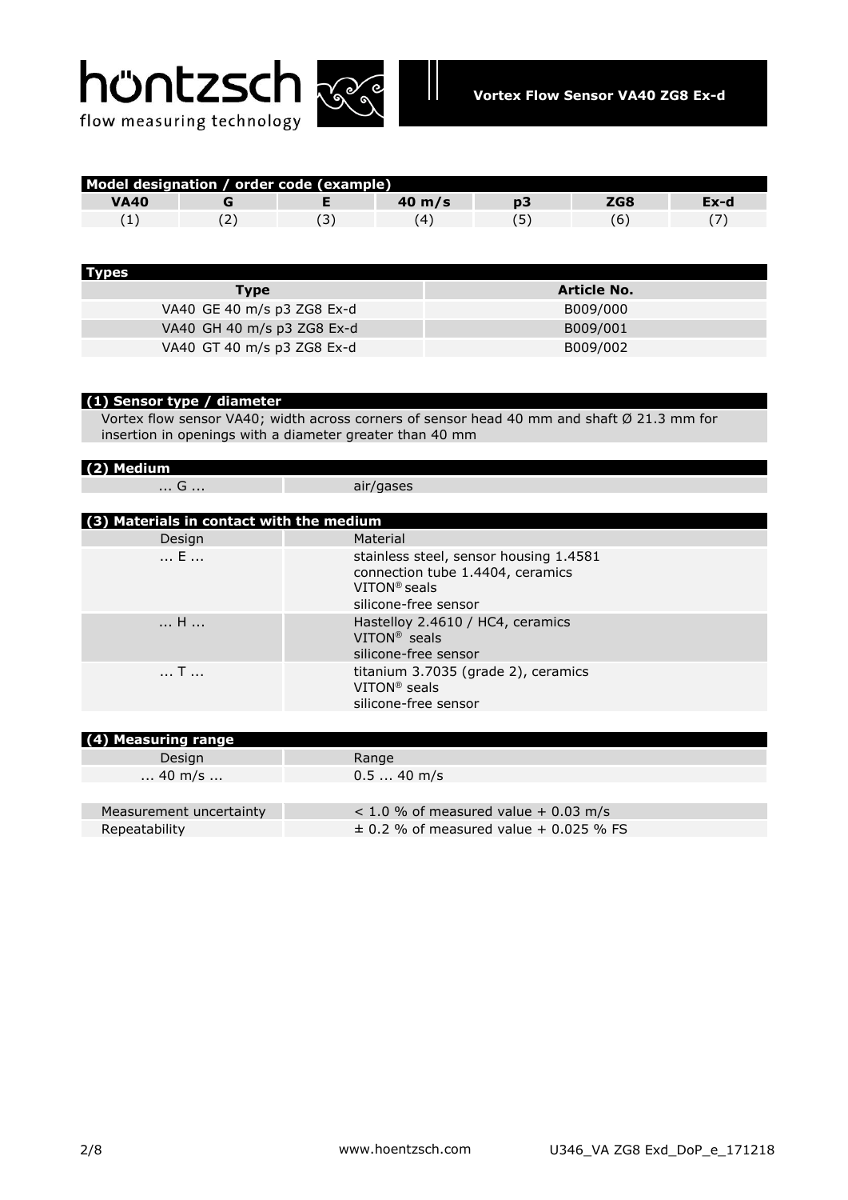## Model designation / order code (example)

| VA40 | G | E | 40 m/s | p3 | ZG8 | Ex-d |
|---|---|---|---|---|---|---|
| (1) | (2) | (3) | (4) | (5) | (6) | (7) |

## Types

| Type | Article No. |
|---|---|
| VA40 GE 40 m/s p3 ZG8 Ex-d | B009/000 |
| VA40 GH 40 m/s p3 ZG8 Ex-d | B009/001 |
| VA40 GT 40 m/s p3 ZG8 Ex-d | B009/002 |

## (1) Sensor type / diameter

Vortex flow sensor VA40; width across corners of sensor head 40 mm and shaft Ø 21.3 mm for insertion in openings with a diameter greater than 40 mm

## (2) Medium

| | |
|---|---|
| ... G ... | air/gases |

## (3) Materials in contact with the medium

| Design | Material |
|---|---|
| ... E ... | stainless steel, sensor housing 1.4581<br>connection tube 1.4404, ceramics<br>VITON® seals<br>silicone-free sensor |
| ... H ... | Hastelloy 2.4610 / HC4, ceramics<br>VITON® seals<br>silicone-free sensor |
| ... T ... | titanium 3.7035 (grade 2), ceramics<br>VITON® seals<br>silicone-free sensor |

## (4) Measuring range

| Design | Range |
|---|---|
| ... 40 m/s ... | 0.5 ... 40 m/s |

| | |
|---|---|
| Measurement uncertainty | < 1.0 % of measured value + 0.03 m/s |
| Repeatability | ± 0.2 % of measured value + 0.025 % FS |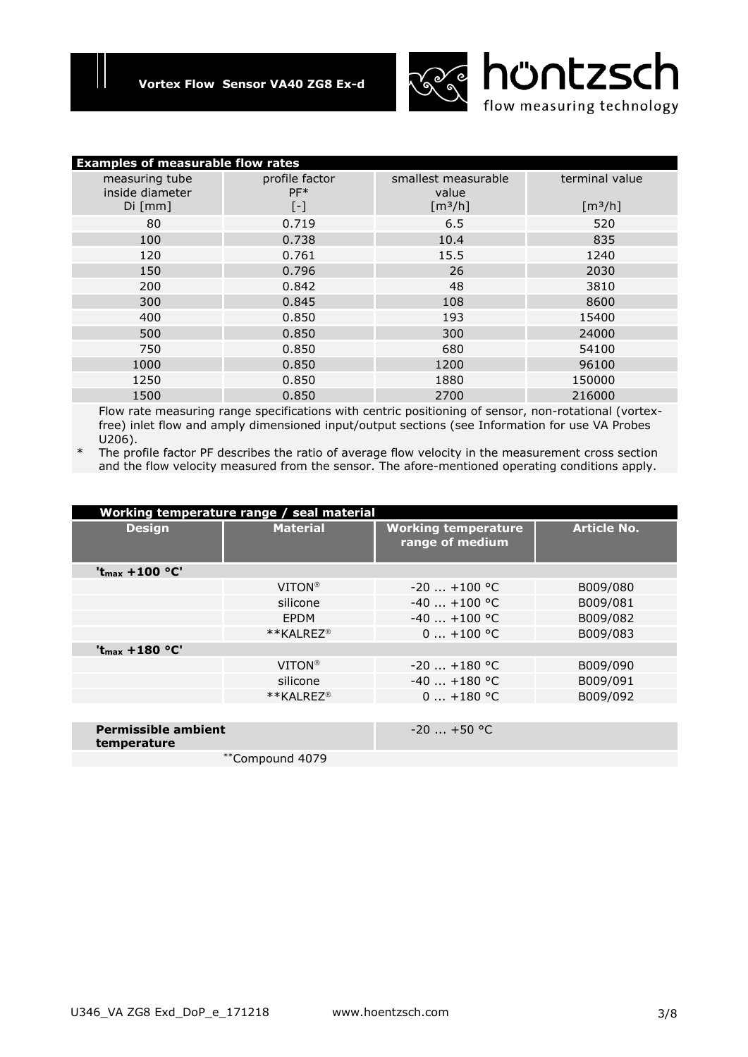## Examples of measurable flow rates

| measuring tube inside diameter Di [mm] | profile factor PF* [-] | smallest measurable value [m³/h] | terminal value [m³/h] |
|---|---|---|---|
| 80 | 0.719 | 6.5 | 520 |
| 100 | 0.738 | 10.4 | 835 |
| 120 | 0.761 | 15.5 | 1240 |
| 150 | 0.796 | 26 | 2030 |
| 200 | 0.842 | 48 | 3810 |
| 300 | 0.845 | 108 | 8600 |
| 400 | 0.850 | 193 | 15400 |
| 500 | 0.850 | 300 | 24000 |
| 750 | 0.850 | 680 | 54100 |
| 1000 | 0.850 | 1200 | 96100 |
| 1250 | 0.850 | 1880 | 150000 |
| 1500 | 0.850 | 2700 | 216000 |

Flow rate measuring range specifications with centric positioning of sensor, non-rotational (vortex-free) inlet flow and amply dimensioned input/output sections (see Information for use VA Probes U206).

\* The profile factor PF describes the ratio of average flow velocity in the measurement cross section and the flow velocity measured from the sensor. The afore-mentioned operating conditions apply.

## Working temperature range / seal material

| Design | Material | Working temperature range of medium | Article No. |
|---|---|---|---|
| **'$t_{max}$ +100 °C'** | | | |
| | VITON® | -20 ... +100 °C | B009/080 |
| | silicone | -40 ... +100 °C | B009/081 |
| | EPDM | -40 ... +100 °C | B009/082 |
| | **KALREZ® | 0 ... +100 °C | B009/083 |
| **'$t_{max}$ +180 °C'** | | | |
| | VITON® | -20 ... +180 °C | B009/090 |
| | silicone | -40 ... +180 °C | B009/091 |
| | **KALREZ® | 0 ... +180 °C | B009/092 |

| **Permissible ambient temperature** | -20 ... +50 °C |
|---|---|

**Compound 4079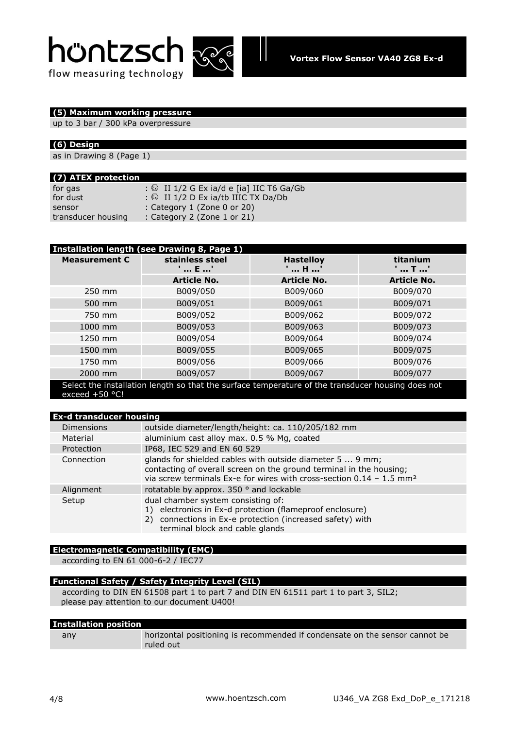### (5) Maximum working pressure

up to 3 bar / 300 kPa overpressure

### (6) Design

as in Drawing 8 (Page 1)

### (7) ATEX protection

| | |
|---|---|
| for gas | : Ⓔx II 1/2 G Ex ia/d e [ia] IIC T6 Ga/Gb |
| for dust | : Ⓔx II 1/2 D Ex ia/tb IIIC TX Da/Db |
| sensor | : Category 1 (Zone 0 or 20) |
| transducer housing | : Category 2 (Zone 1 or 21) |

### Installation length (see Drawing 8, Page 1)

| Measurement C | stainless steel ' ... E ...' | Hastelloy ' ... H ...' | titanium ' ... T ...' |
|---|---|---|---|
| | Article No. | Article No. | Article No. |
| 250 mm | B009/050 | B009/060 | B009/070 |
| 500 mm | B009/051 | B009/061 | B009/071 |
| 750 mm | B009/052 | B009/062 | B009/072 |
| 1000 mm | B009/053 | B009/063 | B009/073 |
| 1250 mm | B009/054 | B009/064 | B009/074 |
| 1500 mm | B009/055 | B009/065 | B009/075 |
| 1750 mm | B009/056 | B009/066 | B009/076 |
| 2000 mm | B009/057 | B009/067 | B009/077 |

Select the installation length so that the surface temperature of the transducer housing does not exceed +50 °C!

### Ex-d transducer housing

| | |
|---|---|
| Dimensions | outside diameter/length/height: ca. 110/205/182 mm |
| Material | aluminium cast alloy max. 0.5 % Mg, coated |
| Protection | IP68, IEC 529 and EN 60 529 |
| Connection | glands for shielded cables with outside diameter 5 ... 9 mm; contacting of overall screen on the ground terminal in the housing; via screw terminals Ex-e for wires with cross-section 0.14 – 1.5 mm² |
| Alignment | rotatable by approx. 350 ° and lockable |
| Setup | dual chamber system consisting of: 1) electronics in Ex-d protection (flameproof enclosure) 2) connections in Ex-e protection (increased safety) with terminal block and cable glands |

### Electromagnetic Compatibility (EMC)

according to EN 61 000-6-2 / IEC77

### Functional Safety / Safety Integrity Level (SIL)

according to DIN EN 61508 part 1 to part 7 and DIN EN 61511 part 1 to part 3, SIL2; please pay attention to our document U400!

### Installation position

| | |
|---|---|
| any | horizontal positioning is recommended if condensate on the sensor cannot be ruled out |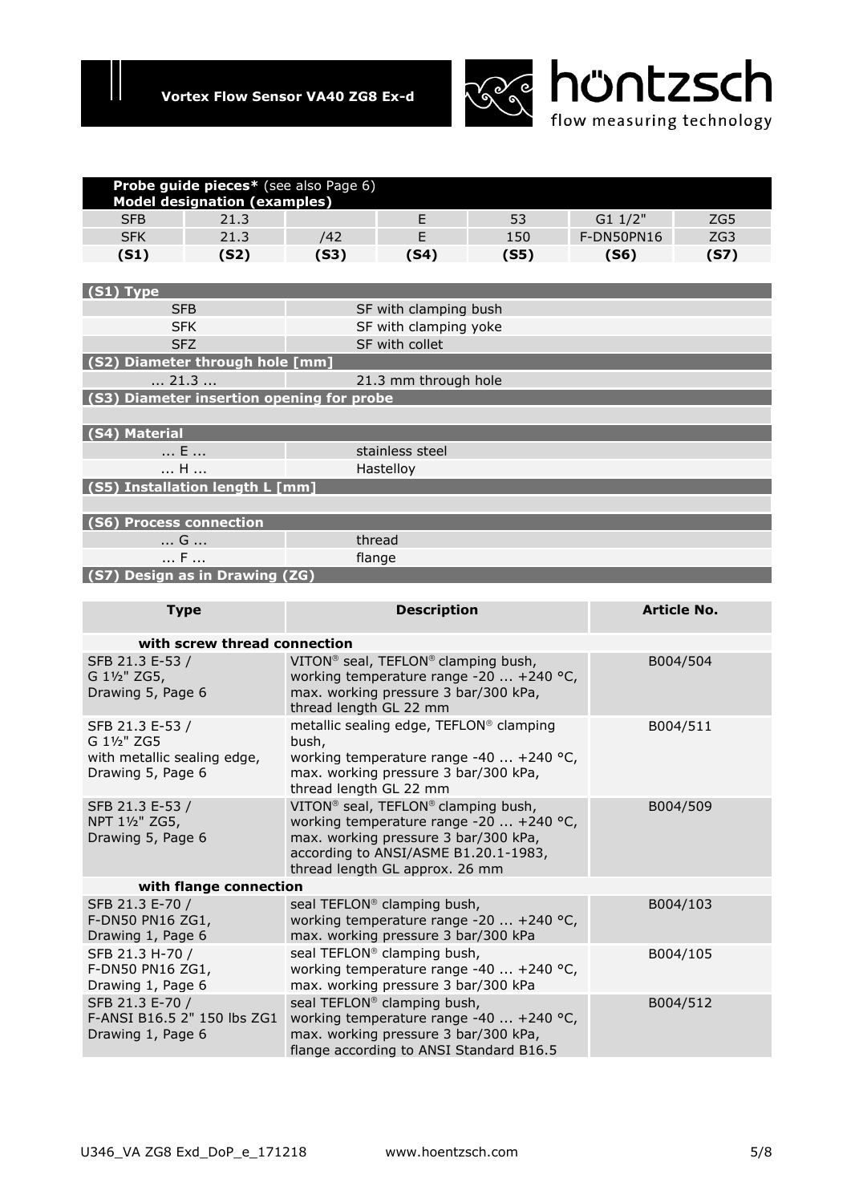| **Probe guide pieces*** (see also Page 6) **Model designation (examples)** | | | | | | |
|---|---|---|---|---|---|---|
| SFB | 21.3 | | E | 53 | G1 1/2" | ZG5 |
| SFK | 21.3 | /42 | E | 150 | F-DN50PN16 | ZG3 |
| **(S1)** | **(S2)** | **(S3)** | **(S4)** | **(S5)** | **(S6)** | **(S7)** |

| **(S1) Type** | |
|---|---|
| SFB | SF with clamping bush |
| SFK | SF with clamping yoke |
| SFZ | SF with collet |
| **(S2) Diameter through hole [mm]** | |
| ... 21.3 ... | 21.3 mm through hole |
| **(S3) Diameter insertion opening for probe** | |
| | |
| **(S4) Material** | |
| ... E ... | stainless steel |
| ... H ... | Hastelloy |
| **(S5) Installation length L [mm]** | |
| | |
| **(S6) Process connection** | |
| ... G ... | thread |
| ... F ... | flange |
| **(S7) Design as in Drawing (ZG)** | |

| Type | Description | Article No. |
|---|---|---|
| **with screw thread connection** | | |
| SFB 21.3 E-53 / G 1½" ZG5, Drawing 5, Page 6 | VITON® seal, TEFLON® clamping bush, working temperature range -20 ... +240 °C, max. working pressure 3 bar/300 kPa, thread length GL 22 mm | B004/504 |
| SFB 21.3 E-53 / G 1½" ZG5 with metallic sealing edge, Drawing 5, Page 6 | metallic sealing edge, TEFLON® clamping bush, working temperature range -40 ... +240 °C, max. working pressure 3 bar/300 kPa, thread length GL 22 mm | B004/511 |
| SFB 21.3 E-53 / NPT 1½" ZG5, Drawing 5, Page 6 | VITON® seal, TEFLON® clamping bush, working temperature range -20 ... +240 °C, max. working pressure 3 bar/300 kPa, according to ANSI/ASME B1.20.1-1983, thread length GL approx. 26 mm | B004/509 |
| **with flange connection** | | |
| SFB 21.3 E-70 / F-DN50 PN16 ZG1, Drawing 1, Page 6 | seal TEFLON® clamping bush, working temperature range -20 ... +240 °C, max. working pressure 3 bar/300 kPa | B004/103 |
| SFB 21.3 H-70 / F-DN50 PN16 ZG1, Drawing 1, Page 6 | seal TEFLON® clamping bush, working temperature range -40 ... +240 °C, max. working pressure 3 bar/300 kPa | B004/105 |
| SFB 21.3 E-70 / F-ANSI B16.5 2" 150 lbs ZG1 Drawing 1, Page 6 | seal TEFLON® clamping bush, working temperature range -40 ... +240 °C, max. working pressure 3 bar/300 kPa, flange according to ANSI Standard B16.5 | B004/512 |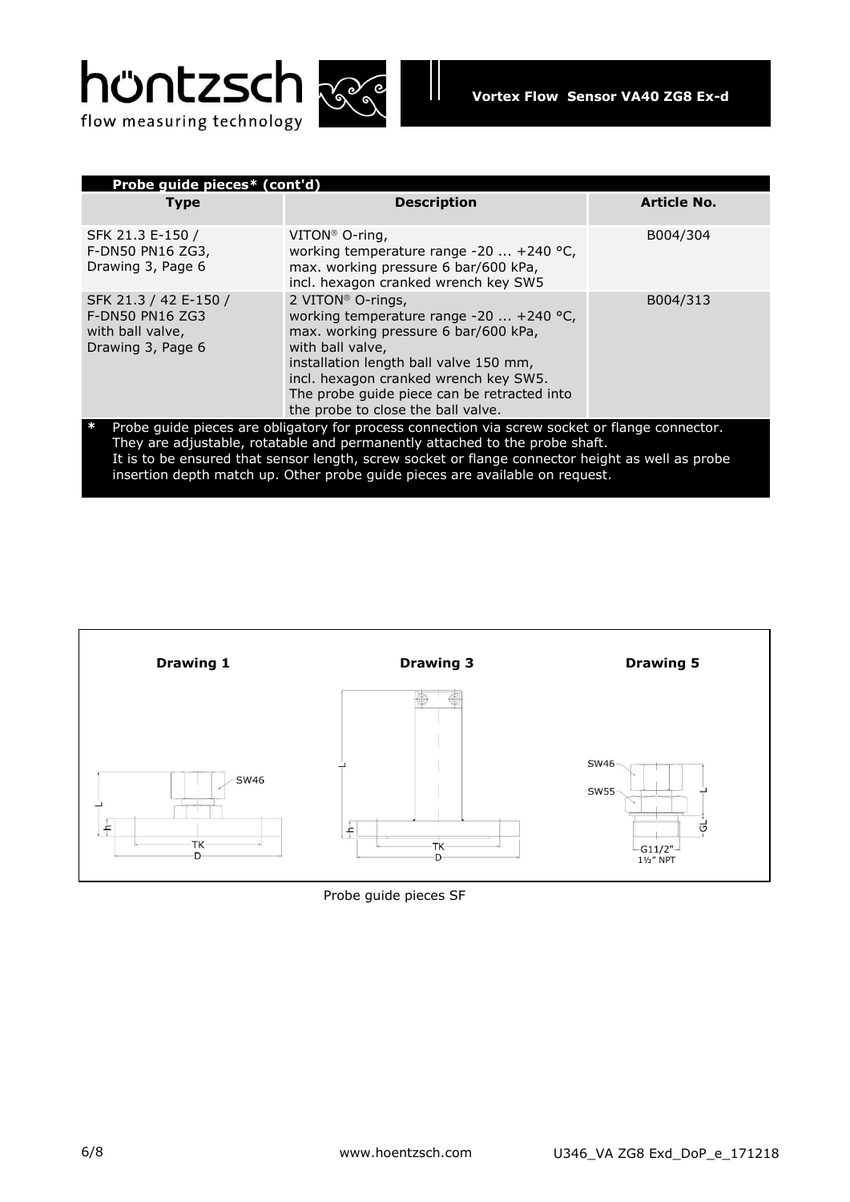| Probe guide pieces* (cont'd) | | |
|---|---|---|
| **Type** | **Description** | **Article No.** |
| SFK 21.3 E-150 / F-DN50 PN16 ZG3, Drawing 3, Page 6 | VITON® O-ring, working temperature range -20 ... +240 °C, max. working pressure 6 bar/600 kPa, incl. hexagon cranked wrench key SW5 | B004/304 |
| SFK 21.3 / 42 E-150 / F-DN50 PN16 ZG3 with ball valve, Drawing 3, Page 6 | 2 VITON® O-rings, working temperature range -20 ... +240 °C, max. working pressure 6 bar/600 kPa, with ball valve, installation length ball valve 150 mm, incl. hexagon cranked wrench key SW5. The probe guide piece can be retracted into the probe to close the ball valve. | B004/313 |

* Probe guide pieces are obligatory for process connection via screw socket or flange connector. They are adjustable, rotatable and permanently attached to the probe shaft. It is to be ensured that sensor length, screw socket or flange connector height as well as probe insertion depth match up. Other probe guide pieces are available on request.

**Drawing 1** **Drawing 3** **Drawing 5**

Probe guide pieces SF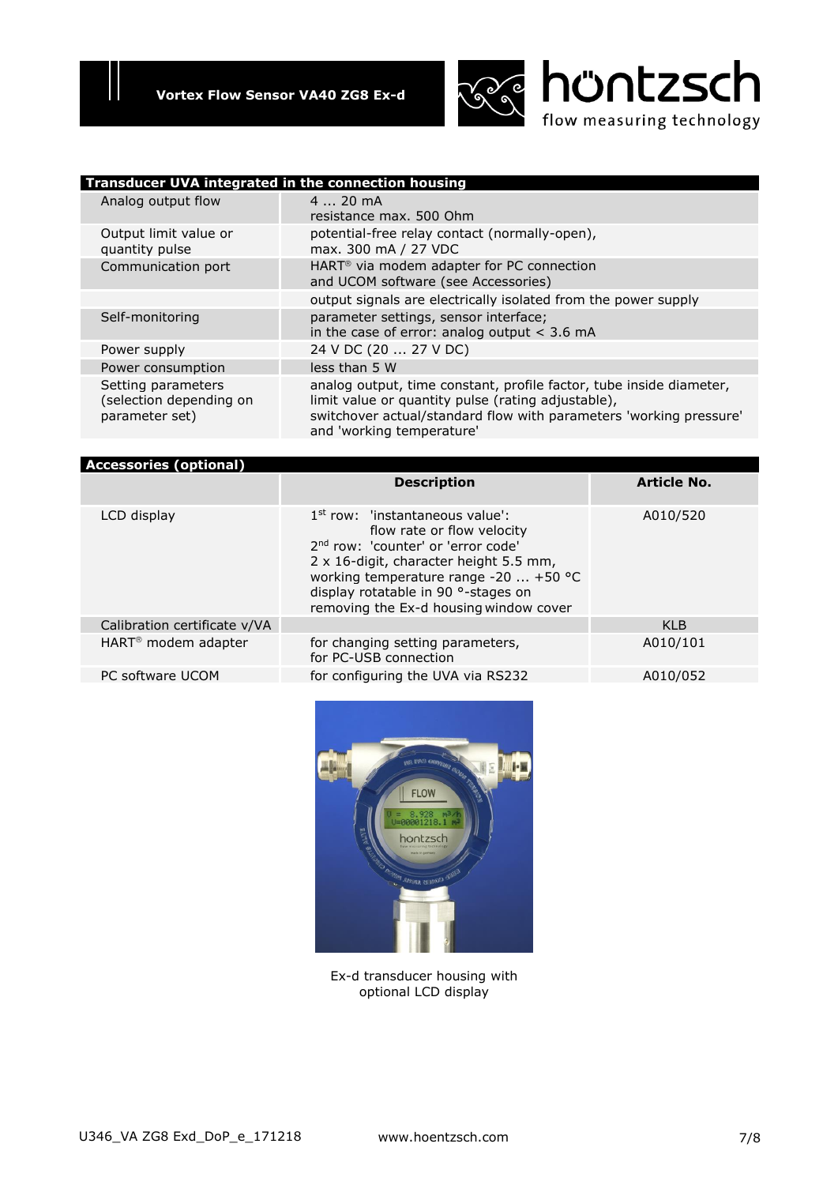## Transducer UVA integrated in the connection housing

| | |
|---|---|
| Analog output flow | 4 ... 20 mA<br>resistance max. 500 Ohm |
| Output limit value or quantity pulse | potential-free relay contact (normally-open),<br>max. 300 mA / 27 VDC |
| Communication port | HART® via modem adapter for PC connection<br>and UCOM software (see Accessories) |
| | output signals are electrically isolated from the power supply |
| Self-monitoring | parameter settings, sensor interface;<br>in the case of error: analog output < 3.6 mA |
| Power supply | 24 V DC (20 ... 27 V DC) |
| Power consumption | less than 5 W |
| Setting parameters (selection depending on parameter set) | analog output, time constant, profile factor, tube inside diameter,<br>limit value or quantity pulse (rating adjustable),<br>switchover actual/standard flow with parameters 'working pressure' and 'working temperature' |

## Accessories (optional)

| | Description | Article No. |
|---|---|---|
| LCD display | 1st row: 'instantaneous value':<br>flow rate or flow velocity<br>2nd row: 'counter' or 'error code'<br>2 x 16-digit, character height 5.5 mm,<br>working temperature range -20 ... +50 °C<br>display rotatable in 90 °-stages on removing the Ex-d housing window cover | A010/520 |
| Calibration certificate v/VA | | KLB |
| HART® modem adapter | for changing setting parameters,<br>for PC-USB connection | A010/101 |
| PC software UCOM | for configuring the UVA via RS232 | A010/052 |

Ex-d transducer housing with optional LCD display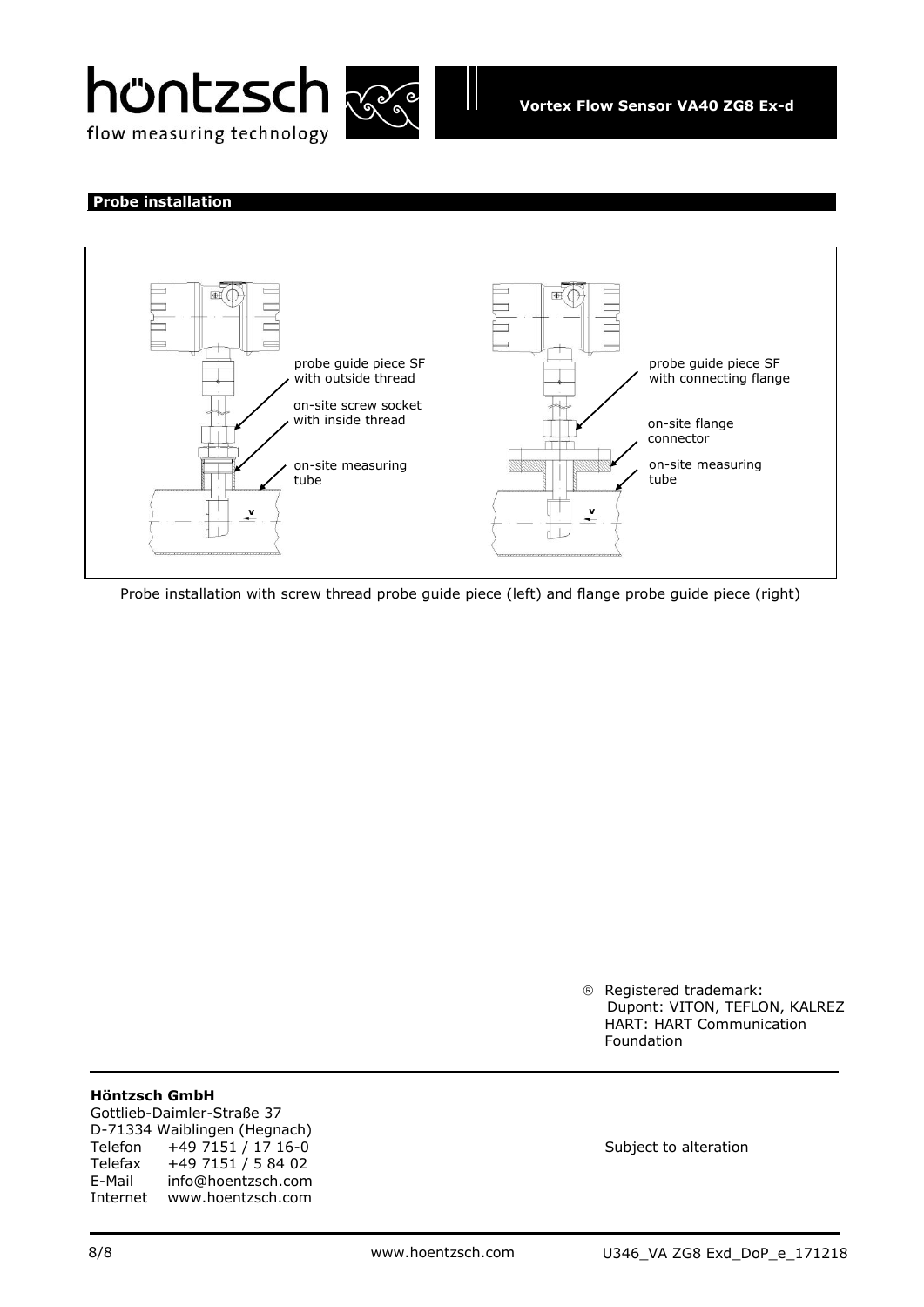## Probe installation

probe guide piece SF
with outside thread

on-site screw socket
with inside thread

on-site measuring
tube

v

probe guide piece SF
with connecting flange

on-site flange
connector

on-site measuring
tube

v

Probe installation with screw thread probe guide piece (left) and flange probe guide piece (right)

® Registered trademark:
Dupont: VITON, TEFLON, KALREZ
HART: HART Communication Foundation

**Höntzsch GmbH**
Gottlieb-Daimler-Straße 37
D-71334 Waiblingen (Hegnach)
Telefon +49 7151 / 17 16-0
Telefax +49 7151 / 5 84 02
E-Mail info@hoentzsch.com
Internet www.hoentzsch.com

Subject to alteration